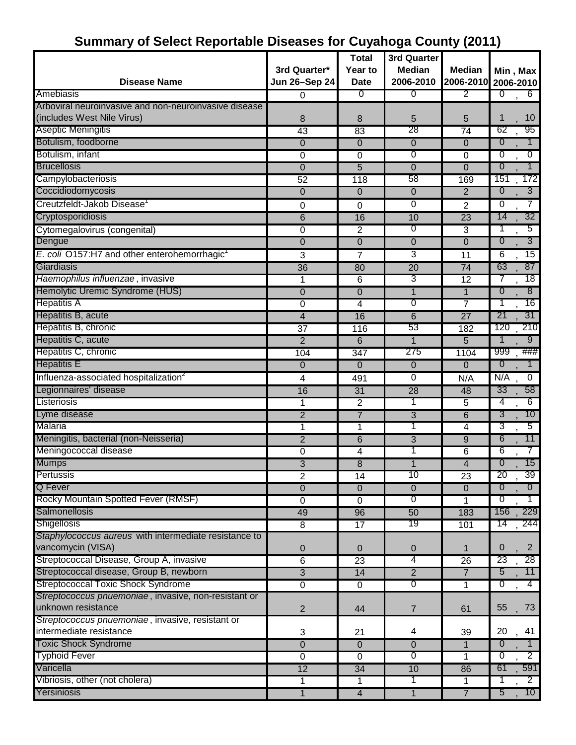# Summary of Select Reportable Diseases for Cuyahoga County (2011)

| Disease Name | 3rd Quarter* Jun 26–Sep 24 | Total Year to Date | 3rd Quarter Median 2006-2010 | Median 2006-2010 | Min , Max 2006-2010 |
|---|---|---|---|---|---|
| Amebiasis | 0 | 0 | 0 | 2 | 0 , 6 |
| Arboviral neuroinvasive and non-neuroinvasive disease (includes West Nile Virus) | 8 | 8 | 5 | 5 | 1 , 10 |
| Aseptic Meningitis | 43 | 83 | 28 | 74 | 62 , 95 |
| Botulism, foodborne | 0 | 0 | 0 | 0 | 0 , 1 |
| Botulism, infant | 0 | 0 | 0 | 0 | 0 , 0 |
| Brucellosis | 0 | 5 | 0 | 0 | 0 , 1 |
| Campylobacteriosis | 52 | 118 | 58 | 169 | 151 , 172 |
| Coccidiodomycosis | 0 | 0 | 0 | 2 | 0 , 3 |
| Creutzfeldt-Jakob Disease[1] | 0 | 0 | 0 | 2 | 0 , 7 |
| Cryptosporidiosis | 6 | 16 | 10 | 23 | 14 , 32 |
| Cytomegalovirus (congenital) | 0 | 2 | 0 | 3 | 1 , 5 |
| Dengue | 0 | 0 | 0 | 0 | 0 , 3 |
| *E. coli* O157:H7 and other enterohemorrhagic[1] | 3 | 7 | 3 | 11 | 6 , 15 |
| Giardiasis | 36 | 80 | 20 | 74 | 63 , 87 |
| *Haemophilus influenzae*, invasive | 1 | 6 | 3 | 12 | 7 , 18 |
| Hemolytic Uremic Syndrome (HUS) | 0 | 0 | 1 | 1 | 0 , 8 |
| Hepatitis A | 0 | 4 | 0 | 7 | 1 , 16 |
| Hepatitis B, acute | 4 | 16 | 6 | 27 | 21 , 31 |
| Hepatitis B, chronic | 37 | 116 | 53 | 182 | 120 , 210 |
| Hepatitis C, acute | 2 | 6 | 1 | 5 | 1 , 9 |
| Hepatitis C, chronic | 104 | 347 | 275 | 1104 | 999 , ### |
| Hepatitis E | 0 | 0 | 0 | 0 | 0 , 1 |
| Influenza-associated hospitalization[2] | 4 | 491 | 0 | N/A | N/A , 0 |
| Legionnaires' disease | 16 | 31 | 28 | 48 | 33 , 58 |
| Listeriosis | 1 | 2 | 1 | 5 | 4 , 6 |
| Lyme disease | 2 | 7 | 3 | 6 | 3 , 10 |
| Malaria | 1 | 1 | 1 | 4 | 3 , 5 |
| Meningitis, bacterial (non-Neisseria) | 2 | 6 | 3 | 9 | 6 , 11 |
| Meningococcal disease | 0 | 4 | 1 | 6 | 6 , 7 |
| Mumps | 3 | 8 | 1 | 4 | 0 , 15 |
| Pertussis | 2 | 14 | 10 | 23 | 20 , 39 |
| Q Fever | 0 | 0 | 0 | 0 | 0 , 0 |
| Rocky Mountain Spotted Fever (RMSF) | 0 | 0 | 0 | 1 | 0 , 1 |
| Salmonellosis | 49 | 96 | 50 | 183 | 156 , 229 |
| Shigellosis | 8 | 17 | 19 | 101 | 14 , 244 |
| *Staphylococcus aureus* with intermediate resistance to vancomycin (VISA) | 0 | 0 | 0 | 1 | 0 , 2 |
| Streptococcal Disease, Group A, invasive | 6 | 23 | 4 | 26 | 23 , 28 |
| Streptococcal disease, Group B, newborn | 3 | 14 | 2 | 7 | 5 , 11 |
| Streptococcal Toxic Shock Syndrome | 0 | 0 | 0 | 1 | 0 , 4 |
| *Streptococcus pnuemoniae*, invasive, non-resistant or unknown resistance | 2 | 44 | 7 | 61 | 55 , 73 |
| *Streptococcus pnuemoniae*, invasive, resistant or intermediate resistance | 3 | 21 | 4 | 39 | 20 , 41 |
| Toxic Shock Syndrome | 0 | 0 | 0 | 1 | 0 , 1 |
| Typhoid Fever | 0 | 0 | 0 | 1 | 0 , 2 |
| Varicella | 12 | 34 | 10 | 86 | 61 , 591 |
| Vibriosis, other (not cholera) | 1 | 1 | 1 | 1 | 1 , 2 |
| Yersiniosis | 1 | 4 | 1 | 7 | 5 , 10 |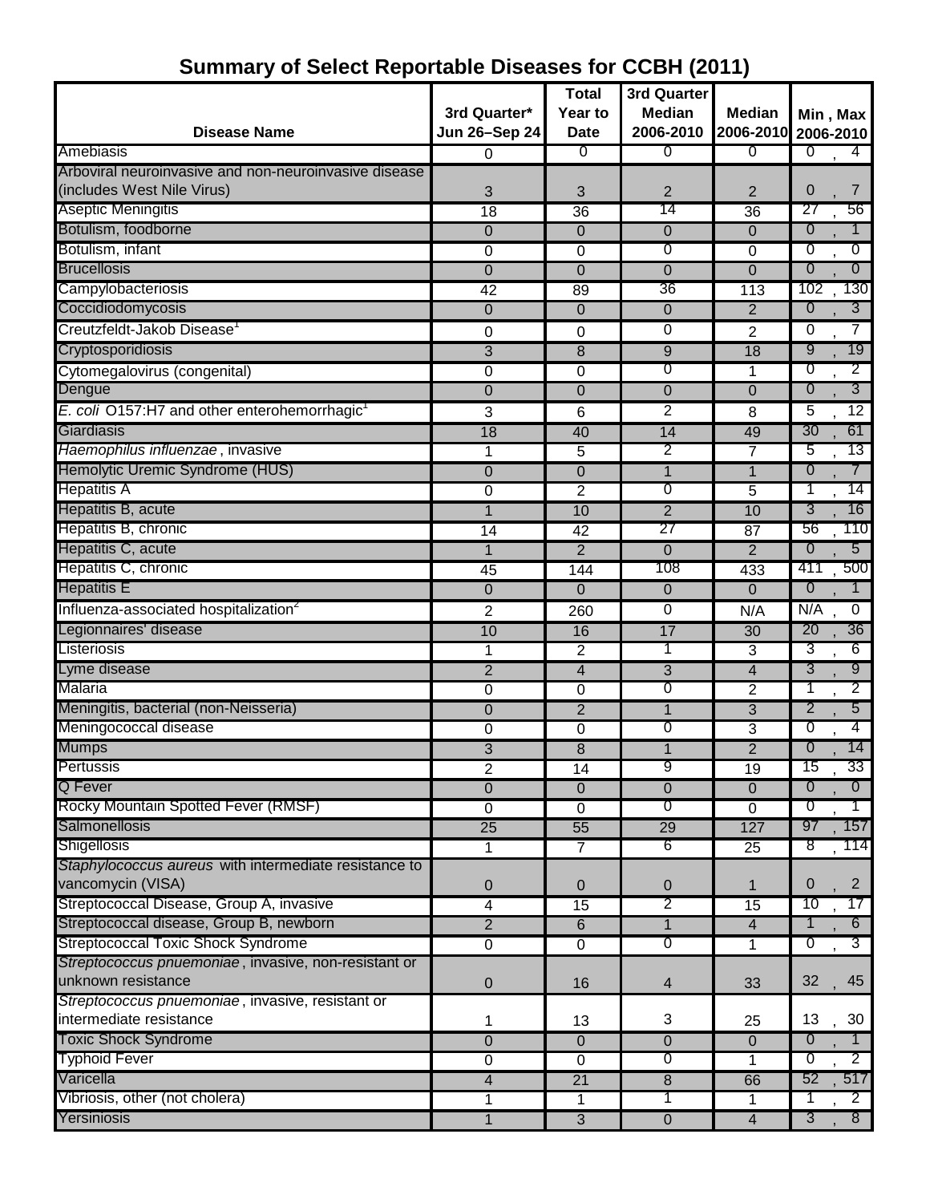## Summary of Select Reportable Diseases for CCBH (2011)

| Disease Name | 3rd Quarter* Jun 26–Sep 24 | Total Year to Date | 3rd Quarter Median 2006-2010 | Median 2006-2010 | Min , Max 2006-2010 |
|---|---|---|---|---|---|
| Amebiasis | 0 | 0 | 0 | 0 | 0 , 4 |
| Arboviral neuroinvasive and non-neuroinvasive disease (includes West Nile Virus) | 3 | 3 | 2 | 2 | 0 , 7 |
| Aseptic Meningitis | 18 | 36 | 14 | 36 | 27 , 56 |
| Botulism, foodborne | 0 | 0 | 0 | 0 | 0 , 1 |
| Botulism, infant | 0 | 0 | 0 | 0 | 0 , 0 |
| Brucellosis | 0 | 0 | 0 | 0 | 0 , 0 |
| Campylobacteriosis | 42 | 89 | 36 | 113 | 102 , 130 |
| Coccidiodomycosis | 0 | 0 | 0 | 2 | 0 , 3 |
| Creutzfeldt-Jakob Disease[1] | 0 | 0 | 0 | 2 | 0 , 7 |
| Cryptosporidiosis | 3 | 8 | 9 | 18 | 9 , 19 |
| Cytomegalovirus (congenital) | 0 | 0 | 0 | 1 | 0 , 2 |
| Dengue | 0 | 0 | 0 | 0 | 0 , 3 |
| *E. coli* O157:H7 and other enterohemorrhagic[1] | 3 | 6 | 2 | 8 | 5 , 12 |
| Giardiasis | 18 | 40 | 14 | 49 | 30 , 61 |
| *Haemophilus influenzae* , invasive | 1 | 5 | 2 | 7 | 5 , 13 |
| Hemolytic Uremic Syndrome (HUS) | 0 | 0 | 1 | 1 | 0 , 7 |
| Hepatitis A | 0 | 2 | 0 | 5 | 1 , 14 |
| Hepatitis B, acute | 1 | 10 | 2 | 10 | 3 , 16 |
| Hepatitis B, chronic | 14 | 42 | 27 | 87 | 56 , 110 |
| Hepatitis C, acute | 1 | 2 | 0 | 2 | 0 , 5 |
| Hepatitis C, chronic | 45 | 144 | 108 | 433 | 411 , 500 |
| Hepatitis E | 0 | 0 | 0 | 0 | 0 , 1 |
| Influenza-associated hospitalization[2] | 2 | 260 | 0 | N/A | N/A , 0 |
| Legionnaires' disease | 10 | 16 | 17 | 30 | 20 , 36 |
| Listeriosis | 1 | 2 | 1 | 3 | 3 , 6 |
| Lyme disease | 2 | 4 | 3 | 4 | 3 , 9 |
| Malaria | 0 | 0 | 0 | 2 | 1 , 2 |
| Meningitis, bacterial (non-Neisseria) | 0 | 2 | 1 | 3 | 2 , 5 |
| Meningococcal disease | 0 | 0 | 0 | 3 | 0 , 4 |
| Mumps | 3 | 8 | 1 | 2 | 0 , 14 |
| Pertussis | 2 | 14 | 9 | 19 | 15 , 33 |
| Q Fever | 0 | 0 | 0 | 0 | 0 , 0 |
| Rocky Mountain Spotted Fever (RMSF) | 0 | 0 | 0 | 0 | 0 , 1 |
| Salmonellosis | 25 | 55 | 29 | 127 | 97 , 157 |
| Shigellosis | 1 | 7 | 6 | 25 | 8 , 114 |
| *Staphylococcus aureus* with intermediate resistance to vancomycin (VISA) | 0 | 0 | 0 | 1 | 0 , 2 |
| Streptococcal Disease, Group A, invasive | 4 | 15 | 2 | 15 | 10 , 17 |
| Streptococcal disease, Group B, newborn | 2 | 6 | 1 | 4 | 1 , 6 |
| Streptococcal Toxic Shock Syndrome | 0 | 0 | 0 | 1 | 0 , 3 |
| *Streptococcus pnuemoniae* , invasive, non-resistant or unknown resistance | 0 | 16 | 4 | 33 | 32 , 45 |
| *Streptococcus pnuemoniae* , invasive, resistant or intermediate resistance | 1 | 13 | 3 | 25 | 13 , 30 |
| Toxic Shock Syndrome | 0 | 0 | 0 | 0 | 0 , 1 |
| Typhoid Fever | 0 | 0 | 0 | 1 | 0 , 2 |
| Varicella | 4 | 21 | 8 | 66 | 52 , 517 |
| Vibriosis, other (not cholera) | 1 | 1 | 1 | 1 | 1 , 2 |
| Yersiniosis | 1 | 3 | 0 | 4 | 3 , 8 |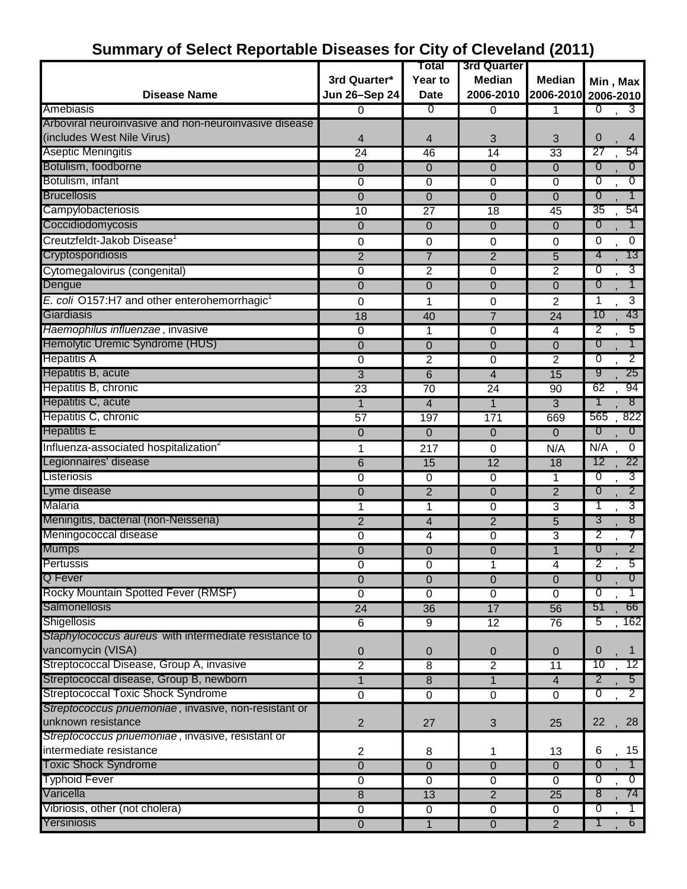# Summary of Select Reportable Diseases for City of Cleveland (2011)

| Disease Name | 3rd Quarter* Jun 26–Sep 24 | Total Year to Date | 3rd Quarter Median 2006-2010 | Median 2006-2010 | Min , Max 2006-2010 |
|---|---|---|---|---|---|
| Amebiasis | 0 | 0 | 0 | 1 | 0 , 3 |
| Arboviral neuroinvasive and non-neuroinvasive disease (includes West Nile Virus) | 4 | 4 | 3 | 3 | 0 , 4 |
| Aseptic Meningitis | 24 | 46 | 14 | 33 | 27 , 54 |
| Botulism, foodborne | 0 | 0 | 0 | 0 | 0 , 0 |
| Botulism, infant | 0 | 0 | 0 | 0 | 0 , 0 |
| Brucellosis | 0 | 0 | 0 | 0 | 0 , 1 |
| Campylobacteriosis | 10 | 27 | 18 | 45 | 35 , 54 |
| Coccidiodomycosis | 0 | 0 | 0 | 0 | 0 , 1 |
| Creutzfeldt-Jakob Disease[1] | 0 | 0 | 0 | 0 | 0 , 0 |
| Cryptosporidiosis | 2 | 7 | 2 | 5 | 4 , 13 |
| Cytomegalovirus (congenital) | 0 | 2 | 0 | 2 | 0 , 3 |
| Dengue | 0 | 0 | 0 | 0 | 0 , 1 |
| *E. coli* O157:H7 and other enterohemorrhagic[1] | 0 | 1 | 0 | 2 | 1 , 3 |
| Giardiasis | 18 | 40 | 7 | 24 | 10 , 43 |
| *Haemophilus influenzae* , invasive | 0 | 1 | 0 | 4 | 2 , 5 |
| Hemolytic Uremic Syndrome (HUS) | 0 | 0 | 0 | 0 | 0 , 1 |
| Hepatitis A | 0 | 2 | 0 | 2 | 0 , 2 |
| Hepatitis B, acute | 3 | 6 | 4 | 15 | 9 , 25 |
| Hepatitis B, chronic | 23 | 70 | 24 | 90 | 62 , 94 |
| Hepatitis C, acute | 1 | 4 | 1 | 3 | 1 , 8 |
| Hepatitis C, chronic | 57 | 197 | 171 | 669 | 565 , 822 |
| Hepatitis E | 0 | 0 | 0 | 0 | 0 , 0 |
| Influenza-associated hospitalization[2] | 1 | 217 | 0 | N/A | N/A , 0 |
| Legionnaires' disease | 6 | 15 | 12 | 18 | 12 , 22 |
| Listeriosis | 0 | 0 | 0 | 1 | 0 , 3 |
| Lyme disease | 0 | 2 | 0 | 2 | 0 , 2 |
| Malaria | 1 | 1 | 0 | 3 | 1 , 3 |
| Meningitis, bacterial (non-Neisseria) | 2 | 4 | 2 | 5 | 3 , 8 |
| Meningococcal disease | 0 | 4 | 0 | 3 | 2 , 7 |
| Mumps | 0 | 0 | 0 | 1 | 0 , 2 |
| Pertussis | 0 | 0 | 1 | 4 | 2 , 5 |
| Q Fever | 0 | 0 | 0 | 0 | 0 , 0 |
| Rocky Mountain Spotted Fever (RMSF) | 0 | 0 | 0 | 0 | 0 , 1 |
| Salmonellosis | 24 | 36 | 17 | 56 | 51 , 66 |
| Shigellosis | 6 | 9 | 12 | 76 | 5 , 162 |
| *Staphylococcus aureus* with intermediate resistance to vancomycin (VISA) | 0 | 0 | 0 | 0 | 0 , 1 |
| Streptococcal Disease, Group A, invasive | 2 | 8 | 2 | 11 | 10 , 12 |
| Streptococcal disease, Group B, newborn | 1 | 8 | 1 | 4 | 2 , 5 |
| Streptococcal Toxic Shock Syndrome | 0 | 0 | 0 | 0 | 0 , 2 |
| *Streptococcus pnuemoniae* , invasive, non-resistant or unknown resistance | 2 | 27 | 3 | 25 | 22 , 28 |
| *Streptococcus pnuemoniae* , invasive, resistant or intermediate resistance | 2 | 8 | 1 | 13 | 6 , 15 |
| Toxic Shock Syndrome | 0 | 0 | 0 | 0 | 0 , 1 |
| Typhoid Fever | 0 | 0 | 0 | 0 | 0 , 0 |
| Varicella | 8 | 13 | 2 | 25 | 8 , 74 |
| Vibriosis, other (not cholera) | 0 | 0 | 0 | 0 | 0 , 1 |
| Yersiniosis | 0 | 1 | 0 | 2 | 1 , 6 |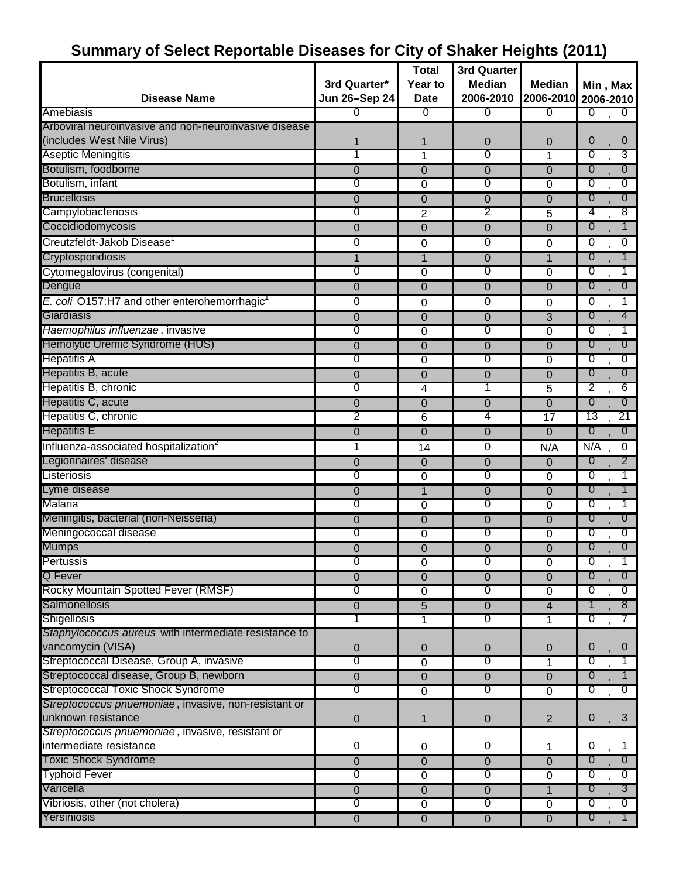# Summary of Select Reportable Diseases for City of Shaker Heights (2011)

| Disease Name | 3rd Quarter* Jun 26–Sep 24 | Total Year to Date | 3rd Quarter Median 2006-2010 | Median 2006-2010 | Min , Max 2006-2010 |
|---|---|---|---|---|---|
| Amebiasis | 0 | 0 | 0 | 0 | 0 , 0 |
| Arboviral neuroinvasive and non-neuroinvasive disease (includes West Nile Virus) | 1 | 1 | 0 | 0 | 0 , 0 |
| Aseptic Meningitis | 1 | 1 | 0 | 1 | 0 , 3 |
| Botulism, foodborne | 0 | 0 | 0 | 0 | 0 , 0 |
| Botulism, infant | 0 | 0 | 0 | 0 | 0 , 0 |
| Brucellosis | 0 | 0 | 0 | 0 | 0 , 0 |
| Campylobacteriosis | 0 | 2 | 2 | 5 | 4 , 8 |
| Coccidiodomycosis | 0 | 0 | 0 | 0 | 0 , 1 |
| Creutzfeldt-Jakob Disease[1] | 0 | 0 | 0 | 0 | 0 , 0 |
| Cryptosporidiosis | 1 | 1 | 0 | 1 | 0 , 1 |
| Cytomegalovirus (congenital) | 0 | 0 | 0 | 0 | 0 , 1 |
| Dengue | 0 | 0 | 0 | 0 | 0 , 0 |
| *E. coli* O157:H7 and other enterohemorrhagic[1] | 0 | 0 | 0 | 0 | 0 , 1 |
| Giardiasis | 0 | 0 | 0 | 3 | 0 , 4 |
| *Haemophilus influenzae* , invasive | 0 | 0 | 0 | 0 | 0 , 1 |
| Hemolytic Uremic Syndrome (HUS) | 0 | 0 | 0 | 0 | 0 , 0 |
| Hepatitis A | 0 | 0 | 0 | 0 | 0 , 0 |
| Hepatitis B, acute | 0 | 0 | 0 | 0 | 0 , 0 |
| Hepatitis B, chronic | 0 | 4 | 1 | 5 | 2 , 6 |
| Hepatitis C, acute | 0 | 0 | 0 | 0 | 0 , 0 |
| Hepatitis C, chronic | 2 | 6 | 4 | 17 | 13 , 21 |
| Hepatitis E | 0 | 0 | 0 | 0 | 0 , 0 |
| Influenza-associated hospitalization[2] | 1 | 14 | 0 | N/A | N/A , 0 |
| Legionnaires' disease | 0 | 0 | 0 | 0 | 0 , 2 |
| Listeriosis | 0 | 0 | 0 | 0 | 0 , 1 |
| Lyme disease | 0 | 1 | 0 | 0 | 0 , 1 |
| Malaria | 0 | 0 | 0 | 0 | 0 , 1 |
| Meningitis, bacterial (non-Neisseria) | 0 | 0 | 0 | 0 | 0 , 0 |
| Meningococcal disease | 0 | 0 | 0 | 0 | 0 , 0 |
| Mumps | 0 | 0 | 0 | 0 | 0 , 0 |
| Pertussis | 0 | 0 | 0 | 0 | 0 , 1 |
| Q Fever | 0 | 0 | 0 | 0 | 0 , 0 |
| Rocky Mountain Spotted Fever (RMSF) | 0 | 0 | 0 | 0 | 0 , 0 |
| Salmonellosis | 0 | 5 | 0 | 4 | 1 , 8 |
| Shigellosis | 1 | 1 | 0 | 1 | 0 , 7 |
| *Staphylococcus aureus* with intermediate resistance to vancomycin (VISA) | 0 | 0 | 0 | 0 | 0 , 0 |
| Streptococcal Disease, Group A, invasive | 0 | 0 | 0 | 1 | 0 , 1 |
| Streptococcal disease, Group B, newborn | 0 | 0 | 0 | 0 | 0 , 1 |
| Streptococcal Toxic Shock Syndrome | 0 | 0 | 0 | 0 | 0 , 0 |
| *Streptococcus pnuemoniae* , invasive, non-resistant or unknown resistance | 0 | 1 | 0 | 2 | 0 , 3 |
| *Streptococcus pnuemoniae* , invasive, resistant or intermediate resistance | 0 | 0 | 0 | 1 | 0 , 1 |
| Toxic Shock Syndrome | 0 | 0 | 0 | 0 | 0 , 0 |
| Typhoid Fever | 0 | 0 | 0 | 0 | 0 , 0 |
| Varicella | 0 | 0 | 0 | 1 | 0 , 3 |
| Vibriosis, other (not cholera) | 0 | 0 | 0 | 0 | 0 , 0 |
| Yersiniosis | 0 | 0 | 0 | 0 | 0 , 1 |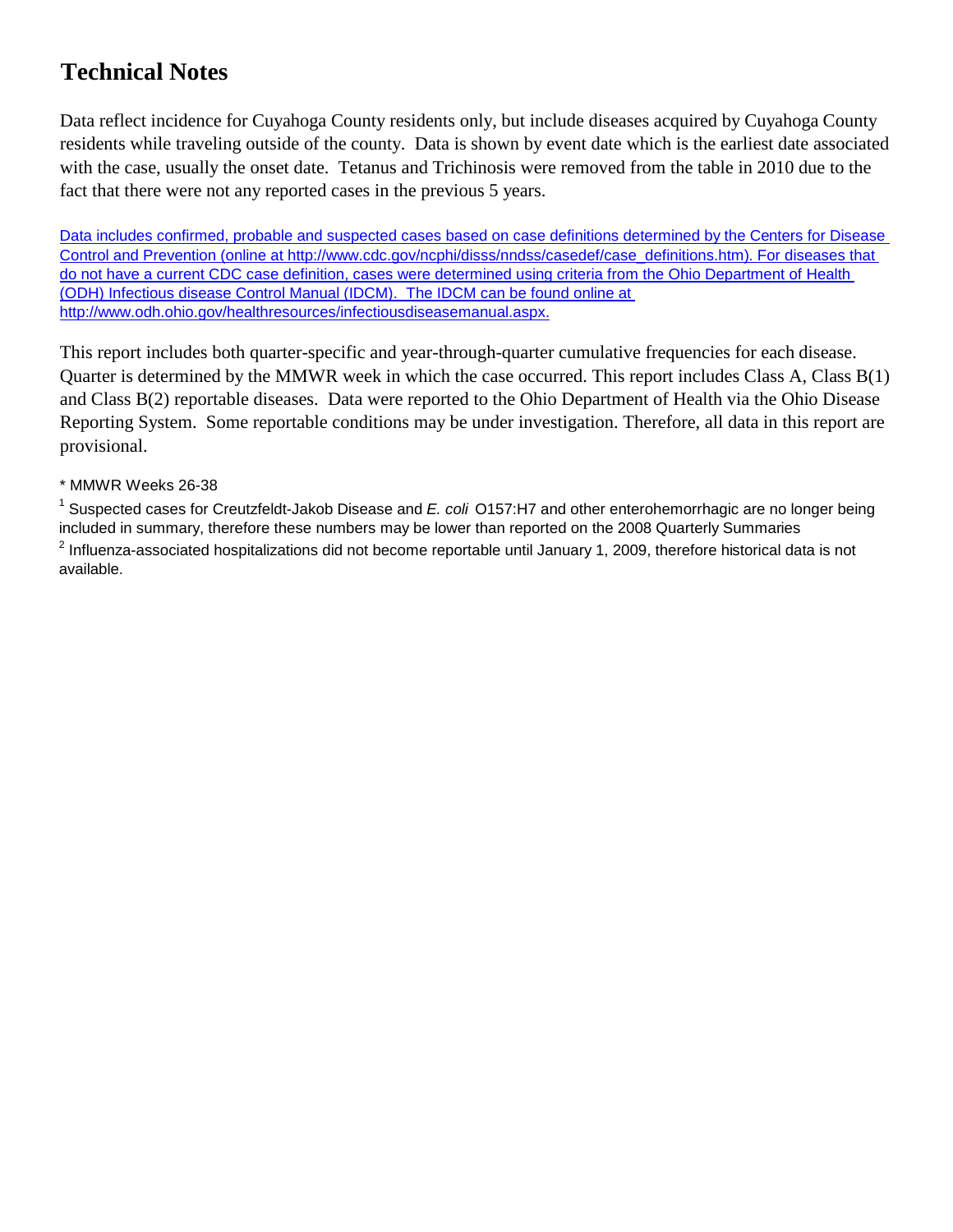# Technical Notes

Data reflect incidence for Cuyahoga County residents only, but include diseases acquired by Cuyahoga County residents while traveling outside of the county. Data is shown by event date which is the earliest date associated with the case, usually the onset date. Tetanus and Trichinosis were removed from the table in 2010 due to the fact that there were not any reported cases in the previous 5 years.

Data includes confirmed, probable and suspected cases based on case definitions determined by the Centers for Disease Control and Prevention (online at http://www.cdc.gov/ncphi/disss/nndss/casedef/case_definitions.htm). For diseases that do not have a current CDC case definition, cases were determined using criteria from the Ohio Department of Health (ODH) Infectious disease Control Manual (IDCM). The IDCM can be found online at http://www.odh.ohio.gov/healthresources/infectiousdiseasemanual.aspx.

This report includes both quarter-specific and year-through-quarter cumulative frequencies for each disease. Quarter is determined by the MMWR week in which the case occurred. This report includes Class A, Class B(1) and Class B(2) reportable diseases. Data were reported to the Ohio Department of Health via the Ohio Disease Reporting System. Some reportable conditions may be under investigation. Therefore, all data in this report are provisional.

* MMWR Weeks 26-38

[1] Suspected cases for Creutzfeldt-Jakob Disease and *E. coli* O157:H7 and other enterohemorrhagic are no longer being included in summary, therefore these numbers may be lower than reported on the 2008 Quarterly Summaries

[2] Influenza-associated hospitalizations did not become reportable until January 1, 2009, therefore historical data is not available.